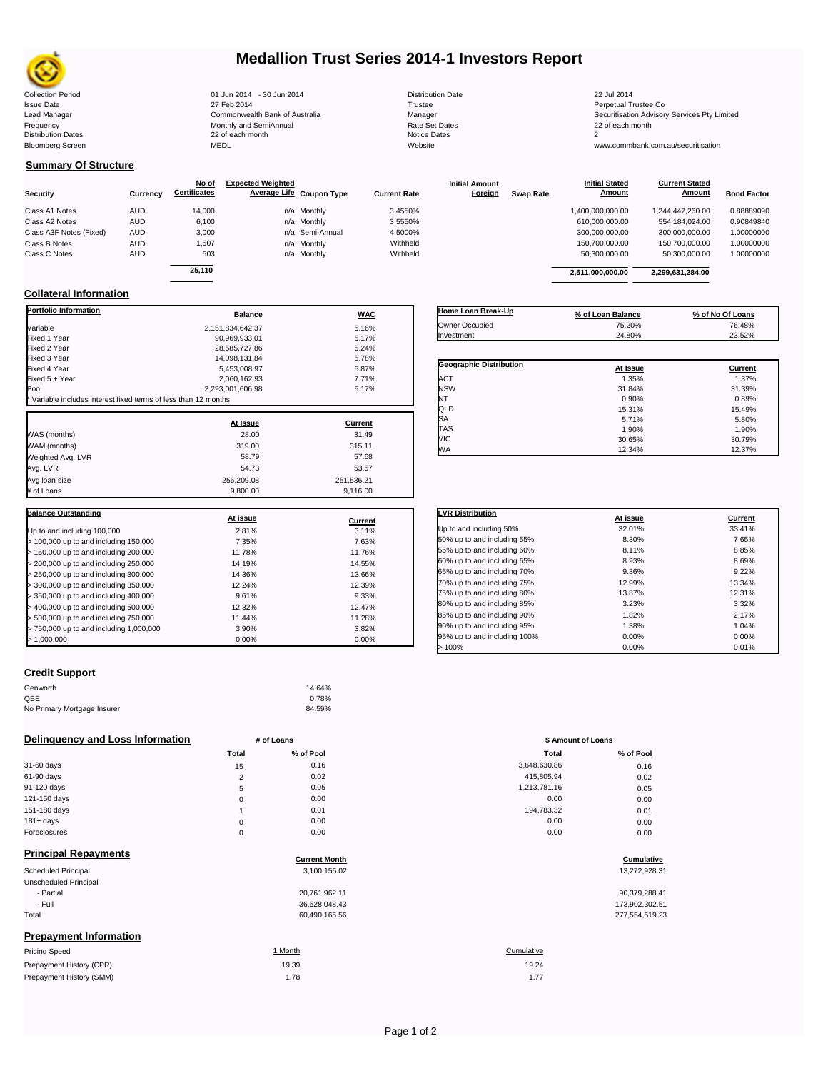# Medallion Trust Series 2014-1 Investors Report

| | | | |
|---|---|---|---|
| Collection Period | 01 Jun 2014 - 30 Jun 2014 | Distribution Date | 22 Jul 2014 |
| Issue Date | 27 Feb 2014 | Trustee | Perpetual Trustee Co |
| Lead Manager | Commonwealth Bank of Australia | Manager | Securitisation Advisory Services Pty Limited |
| Frequency | Monthly and SemiAnnual | Rate Set Dates | 22 of each month |
| Distribution Dates | 22 of each month | Notice Dates | 2 |
| Bloomberg Screen | MEDL | Website | www.commbank.com.au/securitisation |

## Summary Of Structure

| Security | Currency | No of Certificates | Expected Weighted Average Life | Coupon Type | Current Rate | Initial Amount Foreign | Swap Rate | Initial Stated Amount | Current Stated Amount | Bond Factor |
|---|---|---|---|---|---|---|---|---|---|---|
| Class A1 Notes | AUD | 14,000 | n/a | Monthly | 3.4550% | | | 1,400,000,000.00 | 1,244,447,260.00 | 0.88889090 |
| Class A2 Notes | AUD | 6,100 | n/a | Monthly | 3.5550% | | | 610,000,000.00 | 554,184,024.00 | 0.90849840 |
| Class A3F Notes (Fixed) | AUD | 3,000 | n/a | Semi-Annual | 4.5000% | | | 300,000,000.00 | 300,000,000.00 | 1.00000000 |
| Class B Notes | AUD | 1,507 | n/a | Monthly | Withheld | | | 150,700,000.00 | 150,700,000.00 | 1.00000000 |
| Class C Notes | AUD | 503 | n/a | Monthly | Withheld | | | 50,300,000.00 | 50,300,000.00 | 1.00000000 |
| | | 25,110 | | | | | | 2,511,000,000.00 | 2,299,631,284.00 | |

## Collateral Information

| Portfolio Information | Balance | WAC |
|---|---|---|
| Variable | 2,151,834,642.37 | 5.16% |
| Fixed 1 Year | 90,969,933.01 | 5.17% |
| Fixed 2 Year | 28,585,727.86 | 5.24% |
| Fixed 3 Year | 14,098,131.84 | 5.78% |
| Fixed 4 Year | 5,453,008.97 | 5.87% |
| Fixed 5 + Year | 2,060,162.93 | 7.71% |
| Pool | 2,293,001,606.98 | 5.17% |

* Variable includes interest fixed terms of less than 12 months

| | At Issue | Current |
|---|---|---|
| WAS (months) | 28.00 | 31.49 |
| WAM (months) | 319.00 | 315.11 |
| Weighted Avg. LVR | 58.79 | 57.68 |
| Avg. LVR | 54.73 | 53.57 |
| Avg loan size | 256,209.08 | 251,536.21 |
| # of Loans | 9,800.00 | 9,116.00 |

| Balance Outstanding | At issue | Current |
|---|---|---|
| Up to and including 100,000 | 2.81% | 3.11% |
| > 100,000 up to and including 150,000 | 7.35% | 7.63% |
| > 150,000 up to and including 200,000 | 11.78% | 11.76% |
| > 200,000 up to and including 250,000 | 14.19% | 14.55% |
| > 250,000 up to and including 300,000 | 14.36% | 13.66% |
| > 300,000 up to and including 350,000 | 12.24% | 12.39% |
| > 350,000 up to and including 400,000 | 9.61% | 9.33% |
| > 400,000 up to and including 500,000 | 12.32% | 12.47% |
| > 500,000 up to and including 750,000 | 11.44% | 11.28% |
| > 750,000 up to and including 1,000,000 | 3.90% | 3.82% |
| > 1,000,000 | 0.00% | 0.00% |

| Home Loan Break-Up | % of Loan Balance | % of No Of Loans |
|---|---|---|
| Owner Occupied | 75.20% | 76.48% |
| Investment | 24.80% | 23.52% |

| Geographic Distribution | At Issue | Current |
|---|---|---|
| ACT | 1.35% | 1.37% |
| NSW | 31.84% | 31.39% |
| NT | 0.90% | 0.89% |
| QLD | 15.31% | 15.49% |
| SA | 5.71% | 5.80% |
| TAS | 1.90% | 1.90% |
| VIC | 30.65% | 30.79% |
| WA | 12.34% | 12.37% |

| LVR Distribution | At issue | Current |
|---|---|---|
| Up to and including 50% | 32.01% | 33.41% |
| 50% up to and including 55% | 8.30% | 7.65% |
| 55% up to and including 60% | 8.11% | 8.85% |
| 60% up to and including 65% | 8.93% | 8.69% |
| 65% up to and including 70% | 9.36% | 9.22% |
| 70% up to and including 75% | 12.99% | 13.34% |
| 75% up to and including 80% | 13.87% | 12.31% |
| 80% up to and including 85% | 3.23% | 3.32% |
| 85% up to and including 90% | 1.82% | 2.17% |
| 90% up to and including 95% | 1.38% | 1.04% |
| 95% up to and including 100% | 0.00% | 0.00% |
| > 100% | 0.00% | 0.01% |

## Credit Support

| | |
|---|---|
| Genworth | 14.64% |
| QBE | 0.78% |
| No Primary Mortgage Insurer | 84.59% |

## Delinquency and Loss Information

| | # of Loans Total | # of Loans % of Pool | $ Amount of Loans Total | $ Amount of Loans % of Pool |
|---|---|---|---|---|
| 31-60 days | 15 | 0.16 | 3,648,630.86 | 0.16 |
| 61-90 days | 2 | 0.02 | 415,805.94 | 0.02 |
| 91-120 days | 5 | 0.05 | 1,213,781.16 | 0.05 |
| 121-150 days | 0 | 0.00 | 0.00 | 0.00 |
| 151-180 days | 1 | 0.01 | 194,783.32 | 0.01 |
| 181+ days | 0 | 0.00 | 0.00 | 0.00 |
| Foreclosures | 0 | 0.00 | 0.00 | 0.00 |

## Principal Repayments

| | Current Month | Cumulative |
|---|---|---|
| Scheduled Principal | 3,100,155.02 | 13,272,928.31 |
| Unscheduled Principal | | |
| - Partial | 20,761,962.11 | 90,379,288.41 |
| - Full | 36,628,048.43 | 173,902,302.51 |
| Total | 60,490,165.56 | 277,554,519.23 |

## Prepayment Information

| Pricing Speed | 1 Month | Cumulative |
|---|---|---|
| Prepayment History (CPR) | 19.39 | 19.24 |
| Prepayment History (SMM) | 1.78 | 1.77 |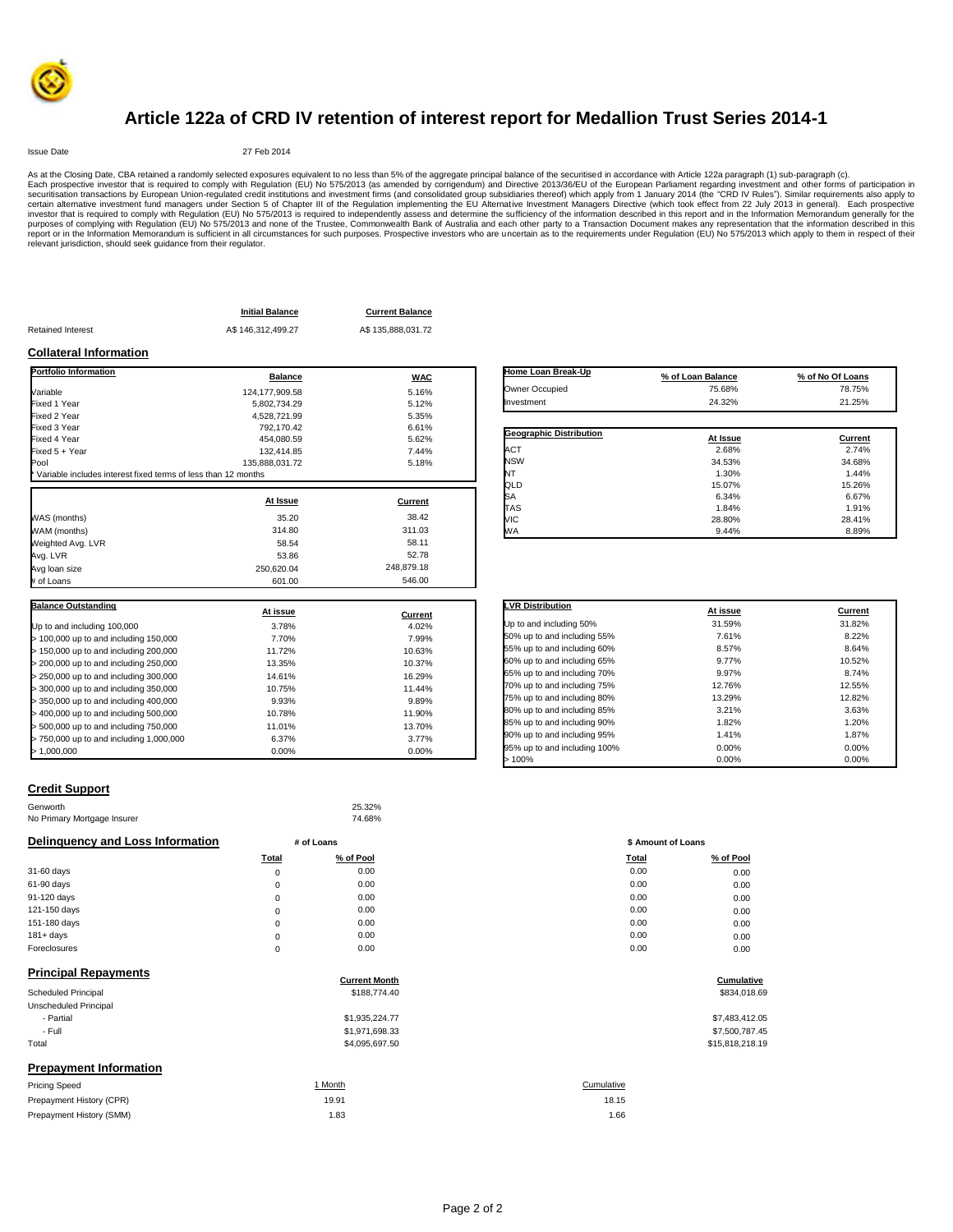# Article 122a of CRD IV retention of interest report for Medallion Trust Series 2014-1

Issue Date 27 Feb 2014

As at the Closing Date, CBA retained a randomly selected exposures equivalent to no less than 5% of the aggregate principal balance of the securitised in accordance with Article 122a paragraph (1) sub-paragraph (c). Each prospective investor that is required to comply with Regulation (EU) No 575/2013 (as amended by corrigendum) and Directive 2013/36/EU of the European Parliament regarding investment and other forms of participation in securitisation transactions by European Union-regulated credit institutions and investment firms (and consolidated group subsidiaries thereof) which apply from 1 January 2014 (the "CRD IV Rules"). Similar requirements also apply to certain alternative investment fund managers under Section 5 of Chapter III of the Regulation implementing the EU Alternative Investment Managers Directive (which took effect from 22 July 2013 in general). Each prospective investor that is required to comply with Regulation (EU) No 575/2013 is required to independently assess and determine the sufficiency of the information described in this report and in the Information Memorandum generally for the purposes of complying with Regulation (EU) No 575/2013 and none of the Trustee, Commonwealth Bank of Australia and each other party to a Transaction Document makes any representation that the information described in this report or in the Information Memorandum is sufficient in all circumstances for such purposes. Prospective investors who are uncertain as to the requirements under Regulation (EU) No 575/2013 which apply to them in respect of their relevant jurisdiction, should seek guidance from their regulator.

| | Initial Balance | Current Balance |
|---|---|---|
| Retained Interest | A$ 146,312,499.27 | A$ 135,888,031.72 |

## Collateral Information

| Portfolio Information | Balance | WAC |
|---|---|---|
| Variable | 124,177,909.58 | 5.16% |
| Fixed 1 Year | 5,802,734.29 | 5.12% |
| Fixed 2 Year | 4,528,721.99 | 5.35% |
| Fixed 3 Year | 792,170.42 | 6.61% |
| Fixed 4 Year | 454,080.59 | 5.62% |
| Fixed 5 + Year | 132,414.85 | 7.44% |
| Pool | 135,888,031.72 | 5.18% |

* Variable includes interest fixed terms of less than 12 months

| | At Issue | Current |
|---|---|---|
| WAS (months) | 35.20 | 38.42 |
| WAM (months) | 314.80 | 311.03 |
| Weighted Avg. LVR | 58.54 | 58.11 |
| Avg. LVR | 53.86 | 52.78 |
| Avg loan size | 250,620.04 | 248,879.18 |
| # of Loans | 601.00 | 546.00 |

| Home Loan Break-Up | % of Loan Balance | % of No Of Loans |
|---|---|---|
| Owner Occupied | 75.68% | 78.75% |
| Investment | 24.32% | 21.25% |

| Geographic Distribution | At Issue | Current |
|---|---|---|
| ACT | 2.68% | 2.74% |
| NSW | 34.53% | 34.68% |
| NT | 1.30% | 1.44% |
| QLD | 15.07% | 15.26% |
| SA | 6.34% | 6.67% |
| TAS | 1.84% | 1.91% |
| VIC | 28.80% | 28.41% |
| WA | 9.44% | 8.89% |

| Balance Outstanding | At issue | Current |
|---|---|---|
| Up to and including 100,000 | 3.78% | 4.02% |
| > 100,000 up to and including 150,000 | 7.70% | 7.99% |
| > 150,000 up to and including 200,000 | 11.72% | 10.63% |
| > 200,000 up to and including 250,000 | 13.35% | 10.37% |
| > 250,000 up to and including 300,000 | 14.61% | 16.29% |
| > 300,000 up to and including 350,000 | 10.75% | 11.44% |
| > 350,000 up to and including 400,000 | 9.93% | 9.89% |
| > 400,000 up to and including 500,000 | 10.78% | 11.90% |
| > 500,000 up to and including 750,000 | 11.01% | 13.70% |
| > 750,000 up to and including 1,000,000 | 6.37% | 3.77% |
| > 1,000,000 | 0.00% | 0.00% |

| LVR Distribution | At issue | Current |
|---|---|---|
| Up to and including 50% | 31.59% | 31.82% |
| 50% up to and including 55% | 7.61% | 8.22% |
| 55% up to and including 60% | 8.57% | 8.64% |
| 60% up to and including 65% | 9.77% | 10.52% |
| 65% up to and including 70% | 9.97% | 8.74% |
| 70% up to and including 75% | 12.76% | 12.55% |
| 75% up to and including 80% | 13.29% | 12.82% |
| 80% up to and including 85% | 3.21% | 3.63% |
| 85% up to and including 90% | 1.82% | 1.20% |
| 90% up to and including 95% | 1.41% | 1.87% |
| 95% up to and including 100% | 0.00% | 0.00% |
| > 100% | 0.00% | 0.00% |

## Credit Support

| | |
|---|---|
| Genworth | 25.32% |
| No Primary Mortgage Insurer | 74.68% |

## Delinquency and Loss Information

| | # of Loans | | $ Amount of Loans | |
|---|---|---|---|---|
| | Total | % of Pool | Total | % of Pool |
| 31-60 days | 0 | 0.00 | 0.00 | 0.00 |
| 61-90 days | 0 | 0.00 | 0.00 | 0.00 |
| 91-120 days | 0 | 0.00 | 0.00 | 0.00 |
| 121-150 days | 0 | 0.00 | 0.00 | 0.00 |
| 151-180 days | 0 | 0.00 | 0.00 | 0.00 |
| 181+ days | 0 | 0.00 | 0.00 | 0.00 |
| Foreclosures | 0 | 0.00 | 0.00 | 0.00 |

## Principal Repayments

| | Current Month | Cumulative |
|---|---|---|
| Scheduled Principal | $188,774.40 | $834,018.69 |
| Unscheduled Principal | | |
| - Partial | $1,935,224.77 | $7,483,412.05 |
| - Full | $1,971,698.33 | $7,500,787.45 |
| Total | $4,095,697.50 | $15,818,218.19 |

## Prepayment Information

| Pricing Speed | 1 Month | Cumulative |
|---|---|---|
| Prepayment History (CPR) | 19.91 | 18.15 |
| Prepayment History (SMM) | 1.83 | 1.66 |